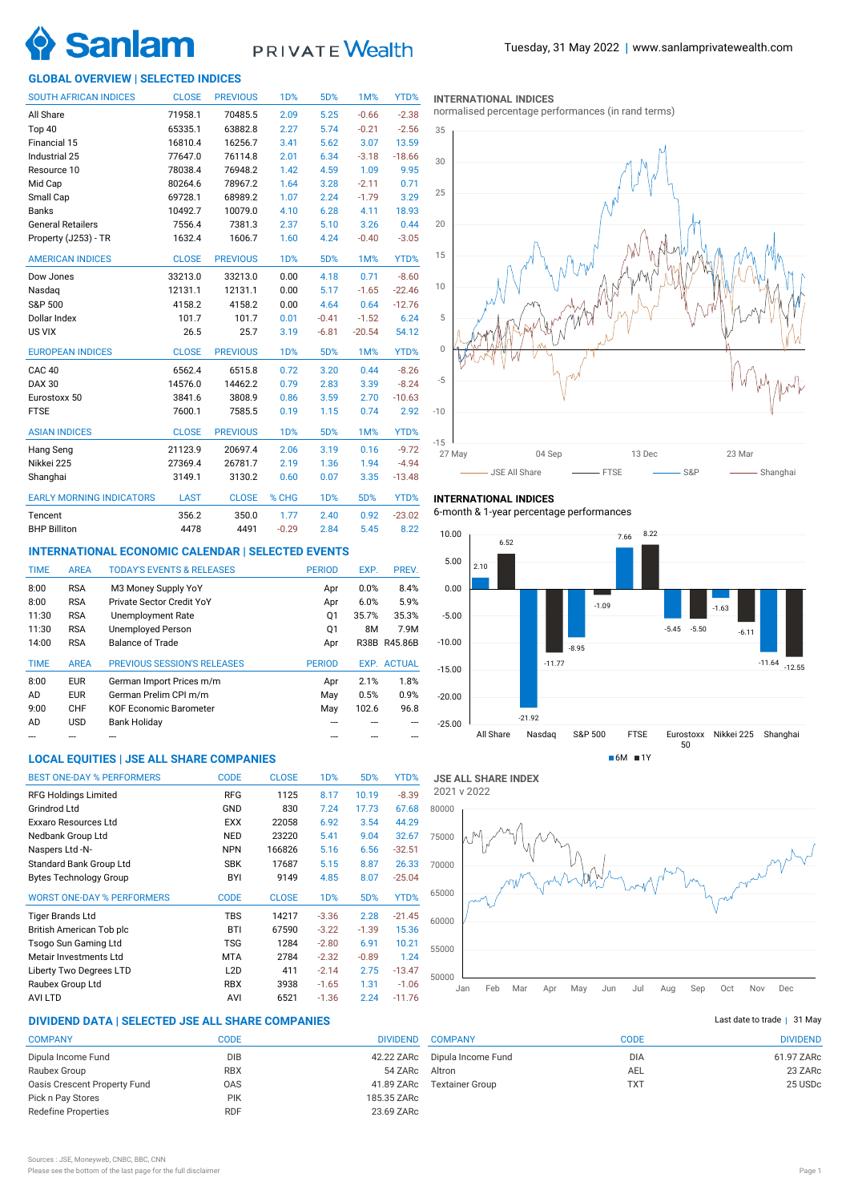Tuesday, 31 May 2022 | www.sanlamprivatewealth.com

## GLOBAL OVERVIEW | SELECTED INDICES

| SOUTH AFRICAN INDICES | CLOSE | PREVIOUS | 1D% | 5D% | 1M% | YTD% |
|---|---|---|---|---|---|---|
| All Share | 71958.1 | 70485.5 | 2.09 | 5.25 | -0.66 | -2.38 |
| Top 40 | 65335.1 | 63882.8 | 2.27 | 5.74 | -0.21 | -2.56 |
| Financial 15 | 16810.4 | 16256.7 | 3.41 | 5.62 | 3.07 | 13.59 |
| Industrial 25 | 77647.0 | 76114.8 | 2.01 | 6.34 | -3.18 | -18.66 |
| Resource 10 | 78038.4 | 76948.2 | 1.42 | 4.59 | 1.09 | 9.95 |
| Mid Cap | 80264.6 | 78967.2 | 1.64 | 3.28 | -2.11 | 0.71 |
| Small Cap | 69728.1 | 68989.2 | 1.07 | 2.24 | -1.79 | 3.29 |
| Banks | 10492.7 | 10079.0 | 4.10 | 6.28 | 4.11 | 18.93 |
| General Retailers | 7556.4 | 7381.3 | 2.37 | 5.10 | 3.26 | 0.44 |
| Property (J253) - TR | 1632.4 | 1606.7 | 1.60 | 4.24 | -0.40 | -3.05 |

| AMERICAN INDICES | CLOSE | PREVIOUS | 1D% | 5D% | 1M% | YTD% |
|---|---|---|---|---|---|---|
| Dow Jones | 33213.0 | 33213.0 | 0.00 | 4.18 | 0.71 | -8.60 |
| Nasdaq | 12131.1 | 12131.1 | 0.00 | 5.17 | -1.65 | -22.46 |
| S&P 500 | 4158.2 | 4158.2 | 0.00 | 4.64 | 0.64 | -12.76 |
| Dollar Index | 101.7 | 101.7 | 0.01 | -0.41 | -1.52 | 6.24 |
| US VIX | 26.5 | 25.7 | 3.19 | -6.81 | -20.54 | 54.12 |

| EUROPEAN INDICES | CLOSE | PREVIOUS | 1D% | 5D% | 1M% | YTD% |
|---|---|---|---|---|---|---|
| CAC 40 | 6562.4 | 6515.8 | 0.72 | 3.20 | 0.44 | -8.26 |
| DAX 30 | 14576.0 | 14462.2 | 0.79 | 2.83 | 3.39 | -8.24 |
| Eurostoxx 50 | 3841.6 | 3808.9 | 0.86 | 3.59 | 2.70 | -10.63 |
| FTSE | 7600.1 | 7585.5 | 0.19 | 1.15 | 0.74 | 2.92 |

| ASIAN INDICES | CLOSE | PREVIOUS | 1D% | 5D% | 1M% | YTD% |
|---|---|---|---|---|---|---|
| Hang Seng | 21123.9 | 20697.4 | 2.06 | 3.19 | 0.16 | -9.72 |
| Nikkei 225 | 27369.4 | 26781.7 | 2.19 | 1.36 | 1.94 | -4.94 |
| Shanghai | 3149.1 | 3130.2 | 0.60 | 0.07 | 3.35 | -13.48 |

| EARLY MORNING INDICATORS | LAST | CLOSE | % CHG | 1D% | 5D% | YTD% |
|---|---|---|---|---|---|---|
| Tencent | 356.2 | 350.0 | 1.77 | 2.40 | 0.92 | -23.02 |
| BHP Billiton | 4478 | 4491 | -0.29 | 2.84 | 5.45 | 8.22 |

**INTERNATIONAL INDICES**
normalised percentage performances (in rand terms)

**INTERNATIONAL INDICES**
6-month & 1-year percentage performances

| | All Share | Nasdaq | S&P 500 | FTSE | Eurostoxx 50 | Nikkei 225 | Shanghai |
|---|---|---|---|---|---|---|---|
| 6M | 2.10 | -21.92 | -8.95 | 7.66 | -5.45 | -1.63 | -11.64 |
| 1Y | 6.52 | -11.77 | -1.09 | 8.22 | -5.50 | -6.11 | -12.55 |

## INTERNATIONAL ECONOMIC CALENDAR | SELECTED EVENTS

| TIME | AREA | TODAY'S EVENTS & RELEASES | PERIOD | EXP. | PREV. |
|---|---|---|---|---|---|
| 8:00 | RSA | M3 Money Supply YoY | Apr | 0.0% | 8.4% |
| 8:00 | RSA | Private Sector Credit YoY | Apr | 6.0% | 5.9% |
| 11:30 | RSA | Unemployment Rate | Q1 | 35.7% | 35.3% |
| 11:30 | RSA | Unemployed Person | Q1 | 8M | 7.9M |
| 14:00 | RSA | Balance of Trade | Apr | R38B | R45.86B |

| TIME | AREA | PREVIOUS SESSION'S RELEASES | PERIOD | EXP. | ACTUAL |
|---|---|---|---|---|---|
| 8:00 | EUR | German Import Prices m/m | Apr | 2.1% | 1.8% |
| AD | EUR | German Prelim CPI m/m | May | 0.5% | 0.9% |
| 9:00 | CHF | KOF Economic Barometer | May | 102.6 | 96.8 |
| AD | USD | Bank Holiday | --- | --- | --- |
| --- | --- | --- | --- | --- | --- |

## LOCAL EQUITIES | JSE ALL SHARE COMPANIES

| BEST ONE-DAY % PERFORMERS | CODE | CLOSE | 1D% | 5D% | YTD% |
|---|---|---|---|---|---|
| RFG Holdings Limited | RFG | 1125 | 8.17 | 10.19 | -8.39 |
| Grindrod Ltd | GND | 830 | 7.24 | 17.73 | 67.68 |
| Exxaro Resources Ltd | EXX | 22058 | 6.92 | 3.54 | 44.29 |
| Nedbank Group Ltd | NED | 23220 | 5.41 | 9.04 | 32.67 |
| Naspers Ltd -N- | NPN | 166826 | 5.16 | 6.56 | -32.51 |
| Standard Bank Group Ltd | SBK | 17687 | 5.15 | 8.87 | 26.33 |
| Bytes Technology Group | BYI | 9149 | 4.85 | 8.07 | -25.04 |

| WORST ONE-DAY % PERFORMERS | CODE | CLOSE | 1D% | 5D% | YTD% |
|---|---|---|---|---|---|
| Tiger Brands Ltd | TBS | 14217 | -3.36 | 2.28 | -21.45 |
| British American Tob plc | BTI | 67590 | -3.22 | -1.39 | 15.36 |
| Tsogo Sun Gaming Ltd | TSG | 1284 | -2.80 | 6.91 | 10.21 |
| Metair Investments Ltd | MTA | 2784 | -2.32 | -0.89 | 1.24 |
| Liberty Two Degrees LTD | L2D | 411 | -2.14 | 2.75 | -13.47 |
| Raubex Group Ltd | RBX | 3938 | -1.65 | 1.31 | -1.06 |
| AVI LTD | AVI | 6521 | -1.36 | 2.24 | -11.76 |

**JSE ALL SHARE INDEX**
2021 v 2022

## DIVIDEND DATA | SELECTED JSE ALL SHARE COMPANIES

Last date to trade | 31 May

| COMPANY | CODE | DIVIDEND |
|---|---|---|
| Dipula Income Fund | DIB | 42.22 ZARc |
| Raubex Group | RBX | 54 ZARc |
| Oasis Crescent Property Fund | OAS | 41.89 ZARc |
| Pick n Pay Stores | PIK | 185.35 ZARc |
| Redefine Properties | RDF | 23.69 ZARc |

| COMPANY | CODE | DIVIDEND |
|---|---|---|
| Dipula Income Fund | DIA | 61.97 ZARc |
| Altron | AEL | 23 ZARc |
| Textainer Group | TXT | 25 USDc |

Sources : JSE, Moneyweb, CNBC, BBC, CNN
Please see the bottom of the last page for the full disclaimer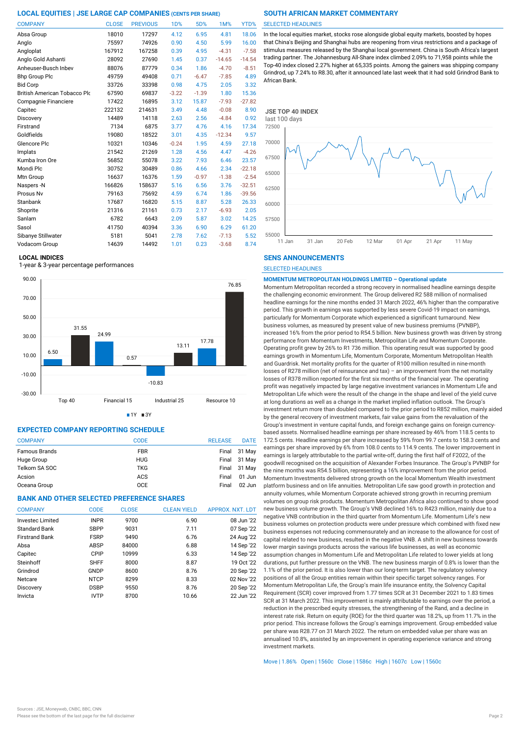## LOCAL EQUITIES | JSE LARGE CAP COMPANIES (CENTS PER SHARE)

| COMPANY | CLOSE | PREVIOUS | 1D% | 5D% | 1M% | YTD% |
|---|---|---|---|---|---|---|
| Absa Group | 18010 | 17297 | 4.12 | 6.95 | 4.81 | 18.06 |
| Anglo | 75597 | 74926 | 0.90 | 4.50 | 5.99 | 16.00 |
| Angloplat | 167912 | 167258 | 0.39 | 4.95 | -4.31 | -7.58 |
| Anglo Gold Ashanti | 28092 | 27690 | 1.45 | 0.37 | -14.65 | -14.54 |
| Anheuser-Busch Inbev | 88076 | 87779 | 0.34 | 1.86 | -4.70 | -8.51 |
| Bhp Group Plc | 49759 | 49408 | 0.71 | -6.47 | -7.85 | 4.89 |
| Bid Corp | 33726 | 33398 | 0.98 | 4.75 | 2.05 | 3.32 |
| British American Tobacco Plc | 67590 | 69837 | -3.22 | -1.39 | 1.80 | 15.36 |
| Compagnie Financiere | 17422 | 16895 | 3.12 | 15.87 | -7.93 | -27.82 |
| Capitec | 222132 | 214631 | 3.49 | 4.48 | -0.08 | 8.90 |
| Discovery | 14489 | 14118 | 2.63 | 2.56 | -4.84 | 0.92 |
| Firstrand | 7134 | 6875 | 3.77 | 4.76 | 4.16 | 17.34 |
| Goldfields | 19080 | 18522 | 3.01 | 4.35 | -12.34 | 9.57 |
| Glencore Plc | 10321 | 10346 | -0.24 | 1.95 | 4.59 | 27.18 |
| Implats | 21542 | 21269 | 1.28 | 4.56 | 4.47 | -4.26 |
| Kumba Iron Ore | 56852 | 55078 | 3.22 | 7.93 | 6.46 | 23.57 |
| Mondi Plc | 30752 | 30489 | 0.86 | 4.66 | 2.34 | -22.18 |
| Mtn Group | 16637 | 16376 | 1.59 | -0.97 | -1.38 | -2.54 |
| Naspers -N | 166826 | 158637 | 5.16 | 6.56 | 3.76 | -32.51 |
| Prosus Nv | 79163 | 75692 | 4.59 | 6.74 | 1.86 | -39.56 |
| Stanbank | 17687 | 16820 | 5.15 | 8.87 | 5.28 | 26.33 |
| Shoprite | 21316 | 21161 | 0.73 | 2.17 | -6.93 | 2.05 |
| Sanlam | 6782 | 6643 | 2.09 | 5.87 | 3.02 | 14.25 |
| Sasol | 41750 | 40394 | 3.36 | 6.90 | 6.29 | 61.20 |
| Sibanye Stillwater | 5181 | 5041 | 2.78 | 7.62 | -7.13 | 5.52 |
| Vodacom Group | 14639 | 14492 | 1.01 | 0.23 | -3.68 | 8.74 |

### LOCAL INDICES

1-year & 3-year percentage performances

| Index | 1Y | 3Y |
|---|---|---|
| Top 40 | 6.50 | 31.55 |
| Financial 15 | 24.99 | 0.57 |
| Industrial 25 | -10.83 | 13.11 |
| Resource 10 | 17.78 | 76.85 |

## EXPECTED COMPANY REPORTING SCHEDULE

| COMPANY | CODE | RELEASE | DATE |
|---|---|---|---|
| Famous Brands | FBR | Final | 31 May |
| Huge Group | HUG | Final | 31 May |
| Telkom SA SOC | TKG | Final | 31 May |
| Acsion | ACS | Final | 01 Jun |
| Oceana Group | OCE | Final | 02 Jun |

## BANK AND OTHER SELECTED PREFERENCE SHARES

| COMPANY | CODE | CLOSE | CLEAN YIELD | APPROX. NXT. LDT |
|---|---|---|---|---|
| Investec Limited | INPR | 9700 | 6.90 | 08 Jun '22 |
| Standard Bank | SBPP | 9031 | 7.11 | 07 Sep '22 |
| Firstrand Bank | FSRP | 9490 | 6.76 | 24 Aug '22 |
| Absa | ABSP | 84000 | 6.88 | 14 Sep '22 |
| Capitec | CPIP | 10999 | 6.33 | 14 Sep '22 |
| Steinhoff | SHFF | 8000 | 8.87 | 19 Oct '22 |
| Grindrod | GNDP | 8600 | 8.76 | 20 Sep '22 |
| Netcare | NTCP | 8299 | 8.33 | 02 Nov '22 |
| Discovery | DSBP | 9550 | 8.76 | 20 Sep '22 |
| Invicta | IVTP | 8700 | 10.66 | 22 Jun '22 |

## SOUTH AFRICAN MARKET COMMENTARY

SELECTED HEADLINES

In the local equities market, stocks rose alongside global equity markets, boosted by hopes that China's Beijing and Shanghai hubs are reopening from virus restrictions and a package of stimulus measures released by the Shanghai local government. China is South Africa's largest trading partner. The Johannesburg All-Share index climbed 2.09% to 71,958 points while the Top-40 index closed 2.27% higher at 65,335 points. Among the gainers was shipping company Grindrod, up 7.24% to R8.30, after it announced late last week that it had sold Grindrod Bank to African Bank.

### JSE TOP 40 INDEX

last 100 days

## SENS ANNOUNCEMENTS

SELECTED HEADLINES

**MOMENTUM METROPOLITAN HOLDINGS LIMITED – Operational update**

Momentum Metropolitan recorded a strong recovery in normalised headline earnings despite the challenging economic environment. The Group delivered R2 588 million of normalised headline earnings for the nine months ended 31 March 2022, 46% higher than the comparative period. This growth in earnings was supported by less severe Covid-19 impact on earnings, particularly for Momentum Corporate which experienced a significant turnaround. New business volumes, as measured by present value of new business premiums (PVNBP), increased 16% from the prior period to R54.5 billion. New business growth was driven by strong performance from Momentum Investments, Metropolitan Life and Momentum Corporate. Operating profit grew by 26% to R1 736 million. This operating result was supported by good earnings growth in Momentum Life, Momentum Corporate, Momentum Metropolitan Health and Guardrisk. Net mortality profits for the quarter of R100 million resulted in nine-month losses of R278 million (net of reinsurance and tax) – an improvement from the net mortality losses of R378 million reported for the first six months of the financial year. The operating profit was negatively impacted by large negative investment variances in Momentum Life and Metropolitan Life which were the result of the change in the shape and level of the yield curve at long durations as well as a change in the market implied inflation outlook. The Group's investment return more than doubled compared to the prior period to R852 million, mainly aided by the general recovery of investment markets, fair value gains from the revaluation of the Group's investment in venture capital funds, and foreign exchange gains on foreign currency-based assets. Normalised headline earnings per share increased by 46% from 118.5 cents to 172.5 cents. Headline earnings per share increased by 59% from 99.7 cents to 158.3 cents and earnings per share improved by 6% from 108.0 cents to 114.9 cents. The lower improvement in earnings is largely attributable to the partial write-off, during the first half of F2022, of the goodwill recognised on the acquisition of Alexander Forbes Insurance. The Group's PVNBP for the nine months was R54.5 billion, representing a 16% improvement from the prior period. Momentum Investments delivered strong growth on the local Momentum Wealth investment platform business and on life annuities. Metropolitan Life saw good growth in protection and annuity volumes, while Momentum Corporate achieved strong growth in recurring premium volumes on group risk products. Momentum Metropolitan Africa also continued to show good new business volume growth. The Group's VNB declined 16% to R423 million, mainly due to a negative VNB contribution in the third quarter from Momentum Life. Momentum Life's new business volumes on protection products were under pressure which combined with fixed new business expenses not reducing commensurately and an increase to the allowance for cost of capital related to new business, resulted in the negative VNB. A shift in new business towards lower margin savings products across the various life businesses, as well as economic assumption changes in Momentum Life and Metropolitan Life related to lower yields at long durations, put further pressure on the VNB. The new business margin of 0.8% is lower than the 1.1% of the prior period. It is also lower than our long-term target. The regulatory solvency positions of all the Group entities remain within their specific target solvency ranges. For Momentum Metropolitan Life, the Group's main life insurance entity, the Solvency Capital Requirement (SCR) cover improved from 1.77 times SCR at 31 December 2021 to 1.83 times SCR at 31 March 2022. This improvement is mainly attributable to earnings over the period, a reduction in the prescribed equity stresses, the strengthening of the Rand, and a decline in interest rate risk. Return on equity (ROE) for the third quarter was 18.2%, up from 11.7% in the prior period. This increase follows the Group's earnings improvement. Group embedded value per share was R28.77 on 31 March 2022. The return on embedded value per share was an annualised 10.8%, assisted by an improvement in operating experience variance and strong investment markets.

Move | 1.86%   Open | 1560c   Close | 1586c   High | 1607c   Low | 1560c

Sources : JSE, Moneyweb, CNBC, BBC, CNN
Please see the bottom of the last page for the full disclaimer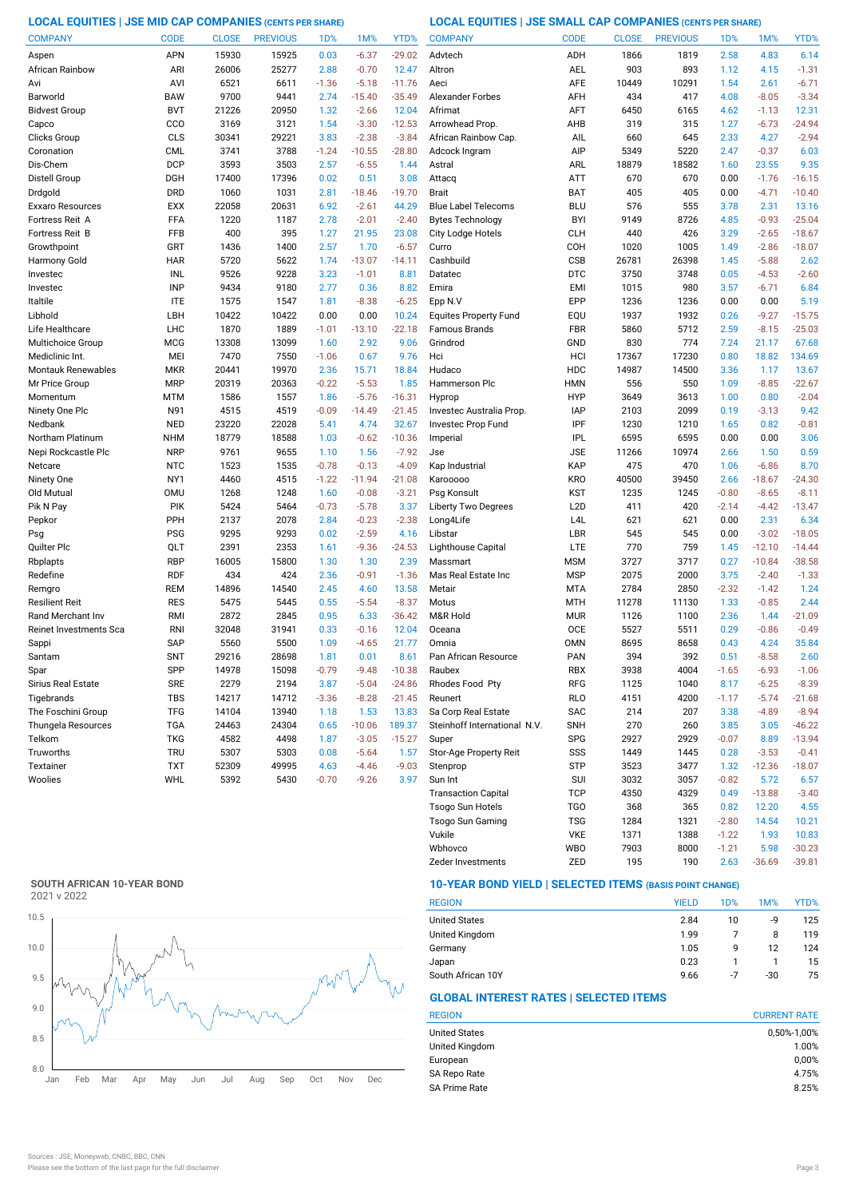## LOCAL EQUITIES | JSE MID CAP COMPANIES (CENTS PER SHARE)

| COMPANY | CODE | CLOSE | PREVIOUS | 1D% | 1M% | YTD% |
|---|---|---|---|---|---|---|
| Aspen | APN | 15930 | 15925 | 0.03 | -6.37 | -29.02 |
| African Rainbow | ARI | 26006 | 25277 | 2.88 | -0.70 | 12.47 |
| Avi | AVI | 6521 | 6611 | -1.36 | -5.18 | -11.76 |
| Barworld | BAW | 9700 | 9441 | 2.74 | -15.40 | -35.49 |
| Bidvest Group | BVT | 21226 | 20950 | 1.32 | -2.66 | 12.04 |
| Capco | CCO | 3169 | 3121 | 1.54 | -3.30 | -12.53 |
| Clicks Group | CLS | 30341 | 29221 | 3.83 | -2.38 | -3.84 |
| Coronation | CML | 3741 | 3788 | -1.24 | -10.55 | -28.80 |
| Dis-Chem | DCP | 3593 | 3503 | 2.57 | -6.55 | 1.44 |
| Distell Group | DGH | 17400 | 17396 | 0.02 | 0.51 | 3.08 |
| Drdgold | DRD | 1060 | 1031 | 2.81 | -18.46 | -19.70 |
| Exxaro Resources | EXX | 22058 | 20631 | 6.92 | -2.61 | 44.29 |
| Fortress Reit A | FFA | 1220 | 1187 | 2.78 | -2.01 | -2.40 |
| Fortress Reit B | FFB | 400 | 395 | 1.27 | 21.95 | 23.08 |
| Growthpoint | GRT | 1436 | 1400 | 2.57 | 1.70 | -6.57 |
| Harmony Gold | HAR | 5720 | 5622 | 1.74 | -13.07 | -14.11 |
| Investec | INL | 9526 | 9228 | 3.23 | -1.01 | 8.81 |
| Investec | INP | 9434 | 9180 | 2.77 | 0.36 | 8.82 |
| Italtile | ITE | 1575 | 1547 | 1.81 | -8.38 | -6.25 |
| Libhold | LBH | 10422 | 10422 | 0.00 | 0.00 | 10.24 |
| Life Healthcare | LHC | 1870 | 1889 | -1.01 | -13.10 | -22.18 |
| Multichoice Group | MCG | 13308 | 13099 | 1.60 | 2.92 | 9.06 |
| Mediclinic Int. | MEI | 7470 | 7550 | -1.06 | 0.67 | 9.76 |
| Montauk Renewables | MKR | 20441 | 19970 | 2.36 | 15.71 | 18.84 |
| Mr Price Group | MRP | 20319 | 20363 | -0.22 | -5.53 | 1.85 |
| Momentum | MTM | 1586 | 1557 | 1.86 | -5.76 | -16.31 |
| Ninety One Plc | N91 | 4515 | 4519 | -0.09 | -14.49 | -21.45 |
| Nedbank | NED | 23220 | 22028 | 5.41 | 4.74 | 32.67 |
| Northam Platinum | NHM | 18779 | 18588 | 1.03 | -0.62 | -10.36 |
| Nepi Rockcastle Plc | NRP | 9761 | 9655 | 1.10 | 1.56 | -7.92 |
| Netcare | NTC | 1523 | 1535 | -0.78 | -0.13 | -4.09 |
| Ninety One | NY1 | 4460 | 4515 | -1.22 | -11.94 | -21.08 |
| Old Mutual | OMU | 1268 | 1248 | 1.60 | -0.08 | -3.21 |
| Pik N Pay | PIK | 5424 | 5464 | -0.73 | -5.78 | 3.37 |
| Pepkor | PPH | 2137 | 2078 | 2.84 | -0.23 | -2.38 |
| Psg | PSG | 9295 | 9293 | 0.02 | -2.59 | 4.16 |
| Quilter Plc | QLT | 2391 | 2353 | 1.61 | -9.36 | -24.53 |
| Rbplapts | RBP | 16005 | 15800 | 1.30 | 1.30 | 2.39 |
| Redefine | RDF | 434 | 424 | 2.36 | -0.91 | -1.36 |
| Remgro | REM | 14896 | 14540 | 2.45 | 4.60 | 13.58 |
| Resilient Reit | RES | 5475 | 5445 | 0.55 | -5.54 | -8.37 |
| Rand Merchant Inv | RMI | 2872 | 2845 | 0.95 | 6.33 | -36.42 |
| Reinet Investments Sca | RNI | 32048 | 31941 | 0.33 | -0.16 | 12.04 |
| Sappi | SAP | 5560 | 5500 | 1.09 | -4.65 | 21.77 |
| Santam | SNT | 29216 | 28698 | 1.81 | 0.01 | 8.61 |
| Spar | SPP | 14978 | 15098 | -0.79 | -9.48 | -10.38 |
| Sirius Real Estate | SRE | 2279 | 2194 | 3.87 | -5.04 | -24.86 |
| Tigebrands | TBS | 14217 | 14712 | -3.36 | -8.28 | -21.45 |
| The Foschini Group | TFG | 14104 | 13940 | 1.18 | 1.53 | 13.83 |
| Thungela Resources | TGA | 24463 | 24304 | 0.65 | -10.06 | 189.37 |
| Telkom | TKG | 4582 | 4498 | 1.87 | -3.05 | -15.27 |
| Truworths | TRU | 5307 | 5303 | 0.08 | -5.64 | 1.57 |
| Textainer | TXT | 52309 | 49995 | 4.63 | -4.46 | -9.03 |
| Woolies | WHL | 5392 | 5430 | -0.70 | -9.26 | 3.97 |

## LOCAL EQUITIES | JSE SMALL CAP COMPANIES (CENTS PER SHARE)

| COMPANY | CODE | CLOSE | PREVIOUS | 1D% | 1M% | YTD% |
|---|---|---|---|---|---|---|
| Advtech | ADH | 1866 | 1819 | 2.58 | 4.83 | 6.14 |
| Altron | AEL | 903 | 893 | 1.12 | 4.15 | -1.31 |
| Aeci | AFE | 10449 | 10291 | 1.54 | 2.61 | -6.71 |
| Alexander Forbes | AFH | 434 | 417 | 4.08 | -8.05 | -3.34 |
| Afrimat | AFT | 6450 | 6165 | 4.62 | -1.13 | 12.31 |
| Arrowhead Prop. | AHB | 319 | 315 | 1.27 | -6.73 | -24.94 |
| African Rainbow Cap. | AIL | 660 | 645 | 2.33 | 4.27 | -2.94 |
| Adcock Ingram | AIP | 5349 | 5220 | 2.47 | -0.37 | 6.03 |
| Astral | ARL | 18879 | 18582 | 1.60 | 23.55 | 9.35 |
| Attacq | ATT | 670 | 670 | 0.00 | -1.76 | -16.15 |
| Brait | BAT | 405 | 405 | 0.00 | -4.71 | -10.40 |
| Blue Label Telecoms | BLU | 576 | 555 | 3.78 | 2.31 | 13.16 |
| Bytes Technology | BYI | 9149 | 8726 | 4.85 | -0.93 | -25.04 |
| City Lodge Hotels | CLH | 440 | 426 | 3.29 | -2.65 | -18.67 |
| Curro | COH | 1020 | 1005 | 1.49 | -2.86 | -18.07 |
| Cashbuild | CSB | 26781 | 26398 | 1.45 | -5.88 | 2.62 |
| Datatec | DTC | 3750 | 3748 | 0.05 | -4.53 | -2.60 |
| Emira | EMI | 1015 | 980 | 3.57 | -6.71 | 6.84 |
| Epp N.V | EPP | 1236 | 1236 | 0.00 | 0.00 | 5.19 |
| Equites Property Fund | EQU | 1937 | 1932 | 0.26 | -9.27 | -15.75 |
| Famous Brands | FBR | 5860 | 5712 | 2.59 | -8.15 | -25.03 |
| Grindrod | GND | 830 | 774 | 7.24 | 21.17 | 67.68 |
| Hci | HCI | 17367 | 17230 | 0.80 | 18.82 | 134.69 |
| Hudaco | HDC | 14987 | 14500 | 3.36 | 1.17 | 13.67 |
| Hammerson Plc | HMN | 556 | 550 | 1.09 | -8.85 | -22.67 |
| Hyprop | HYP | 3649 | 3613 | 1.00 | 0.80 | -2.04 |
| Investec Australia Prop. | IAP | 2103 | 2099 | 0.19 | -3.13 | 9.42 |
| Investec Prop Fund | IPF | 1230 | 1210 | 1.65 | 0.82 | -0.81 |
| Imperial | IPL | 6595 | 6595 | 0.00 | 0.00 | 3.06 |
| Jse | JSE | 11266 | 10974 | 2.66 | 1.50 | 0.59 |
| Kap Industrial | KAP | 475 | 470 | 1.06 | -6.86 | 8.70 |
| Karooooo | KRO | 40500 | 39450 | 2.66 | -18.67 | -24.30 |
| Psg Konsult | KST | 1235 | 1245 | -0.80 | -8.65 | -8.11 |
| Liberty Two Degrees | L2D | 411 | 420 | -2.14 | -4.42 | -13.47 |
| Long4Life | L4L | 621 | 621 | 0.00 | 2.31 | 6.34 |
| Libstar | LBR | 545 | 545 | 0.00 | -3.02 | -18.05 |
| Lighthouse Capital | LTE | 770 | 759 | 1.45 | -12.10 | -14.44 |
| Massmart | MSM | 3727 | 3717 | 0.27 | -10.84 | -38.58 |
| Mas Real Estate Inc | MSP | 2075 | 2000 | 3.75 | -2.40 | -1.33 |
| Metair | MTA | 2784 | 2850 | -2.32 | -1.42 | 1.24 |
| Motus | MTH | 11278 | 11130 | 1.33 | -0.85 | 2.44 |
| M&R Hold | MUR | 1126 | 1100 | 2.36 | 1.44 | -21.09 |
| Oceana | OCE | 5527 | 5511 | 0.29 | -0.86 | -0.49 |
| Omnia | OMN | 8695 | 8658 | 0.43 | 4.24 | 35.84 |
| Pan African Resource | PAN | 394 | 392 | 0.51 | -8.58 | 2.60 |
| Raubex | RBX | 3938 | 4004 | -1.65 | -6.93 | -1.06 |
| Rhodes Food Pty | RFG | 1125 | 1040 | 8.17 | -6.25 | -8.39 |
| Reunert | RLO | 4151 | 4200 | -1.17 | -5.74 | -21.68 |
| Sa Corp Real Estate | SAC | 214 | 207 | 3.38 | -4.89 | -8.94 |
| Steinhoff International N.V. | SNH | 270 | 260 | 3.85 | 3.05 | -46.22 |
| Super | SPG | 2927 | 2929 | -0.07 | 8.89 | -13.94 |
| Stor-Age Property Reit | SSS | 1449 | 1445 | 0.28 | -3.53 | -0.41 |
| Stenprop | STP | 3523 | 3477 | 1.32 | -12.36 | -18.07 |
| Sun Int | SUI | 3032 | 3057 | -0.82 | 5.72 | 6.57 |
| Transaction Capital | TCP | 4350 | 4329 | 0.49 | -13.88 | -3.40 |
| Tsogo Sun Hotels | TGO | 368 | 365 | 0.82 | 12.20 | 4.55 |
| Tsogo Sun Gaming | TSG | 1284 | 1321 | -2.80 | 14.54 | 10.21 |
| Vukile | VKE | 1371 | 1388 | -1.22 | 1.93 | 10.83 |
| Wbhovco | WBO | 7903 | 8000 | -1.21 | 5.98 | -30.23 |
| Zeder Investments | ZED | 195 | 190 | 2.63 | -36.69 | -39.81 |

## SOUTH AFRICAN 10-YEAR BOND

2021 v 2022

## 10-YEAR BOND YIELD | SELECTED ITEMS (BASIS POINT CHANGE)

| REGION | YIELD | 1D% | 1M% | YTD% |
|---|---|---|---|---|
| United States | 2.84 | 10 | -9 | 125 |
| United Kingdom | 1.99 | 7 | 8 | 119 |
| Germany | 1.05 | 9 | 12 | 124 |
| Japan | 0.23 | 1 | 1 | 15 |
| South African 10Y | 9.66 | -7 | -30 | 75 |

## GLOBAL INTEREST RATES | SELECTED ITEMS

| REGION | CURRENT RATE |
|---|---|
| United States | 0,50%-1,00% |
| United Kingdom | 1.00% |
| European | 0,00% |
| SA Repo Rate | 4.75% |
| SA Prime Rate | 8.25% |

Sources : JSE, Moneyweb, CNBC, BBC, CNN

Please see the bottom of the last page for the full disclaimer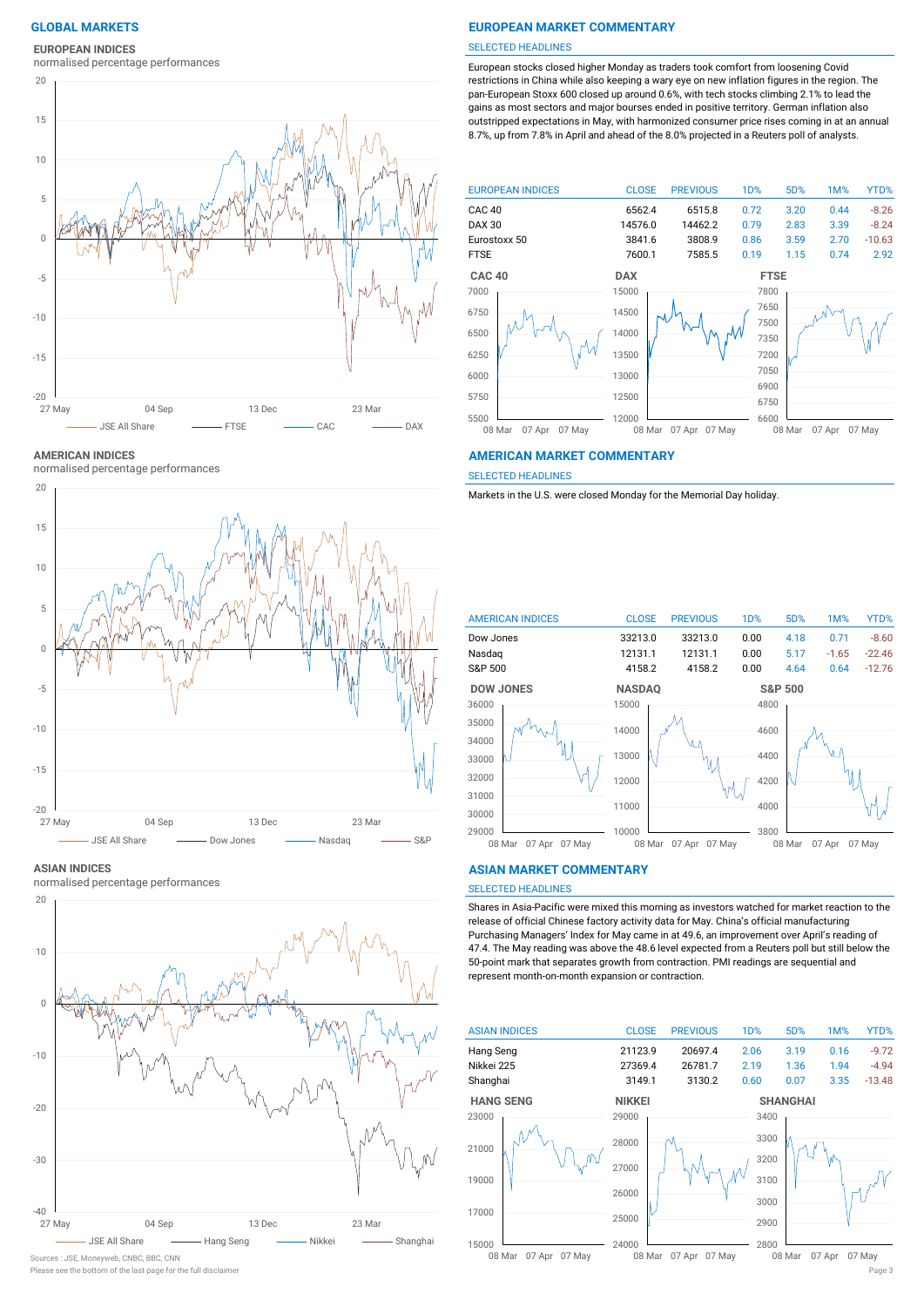# GLOBAL MARKETS

### EUROPEAN INDICES

normalised percentage performances

JSE All Share — FTSE — CAC — DAX

### AMERICAN INDICES

normalised percentage performances

JSE All Share — Dow Jones — Nasdaq — S&P

### ASIAN INDICES

normalised percentage performances

JSE All Share — Hang Seng — Nikkei — Shanghai

## EUROPEAN MARKET COMMENTARY

SELECTED HEADLINES

European stocks closed higher Monday as traders took comfort from loosening Covid restrictions in China while also keeping a wary eye on new inflation figures in the region. The pan-European Stoxx 600 closed up around 0.6%, with tech stocks climbing 2.1% to lead the gains as most sectors and major bourses ended in positive territory. German inflation also outstripped expectations in May, with harmonized consumer price rises coming in at an annual 8.7%, up from 7.8% in April and ahead of the 8.0% projected in a Reuters poll of analysts.

| EUROPEAN INDICES | CLOSE | PREVIOUS | 1D% | 5D% | 1M% | YTD% |
|---|---|---|---|---|---|---|
| CAC 40 | 6562.4 | 6515.8 | 0.72 | 3.20 | 0.44 | -8.26 |
| DAX 30 | 14576.0 | 14462.2 | 0.79 | 2.83 | 3.39 | -8.24 |
| Eurostoxx 50 | 3841.6 | 3808.9 | 0.86 | 3.59 | 2.70 | -10.63 |
| FTSE | 7600.1 | 7585.5 | 0.19 | 1.15 | 0.74 | 2.92 |

## AMERICAN MARKET COMMENTARY

SELECTED HEADLINES

Markets in the U.S. were closed Monday for the Memorial Day holiday.

| AMERICAN INDICES | CLOSE | PREVIOUS | 1D% | 5D% | 1M% | YTD% |
|---|---|---|---|---|---|---|
| Dow Jones | 33213.0 | 33213.0 | 0.00 | 4.18 | 0.71 | -8.60 |
| Nasdaq | 12131.1 | 12131.1 | 0.00 | 5.17 | -1.65 | -22.46 |
| S&P 500 | 4158.2 | 4158.2 | 0.00 | 4.64 | 0.64 | -12.76 |

## ASIAN MARKET COMMENTARY

SELECTED HEADLINES

Shares in Asia-Pacific were mixed this morning as investors watched for market reaction to the release of official Chinese factory activity data for May. China's official manufacturing Purchasing Managers' Index for May came in at 49.6, an improvement over April's reading of 47.4. The May reading was above the 48.6 level expected from a Reuters poll but still below the 50-point mark that separates growth from contraction. PMI readings are sequential and represent month-on-month expansion or contraction.

| ASIAN INDICES | CLOSE | PREVIOUS | 1D% | 5D% | 1M% | YTD% |
|---|---|---|---|---|---|---|
| Hang Seng | 21123.9 | 20697.4 | 2.06 | 3.19 | 0.16 | -9.72 |
| Nikkei 225 | 27369.4 | 26781.7 | 2.19 | 1.36 | 1.94 | -4.94 |
| Shanghai | 3149.1 | 3130.2 | 0.60 | 0.07 | 3.35 | -13.48 |

Sources : JSE, Moneyweb, CNBC, BBC, CNN

Please see the bottom of the last page for the full disclaimer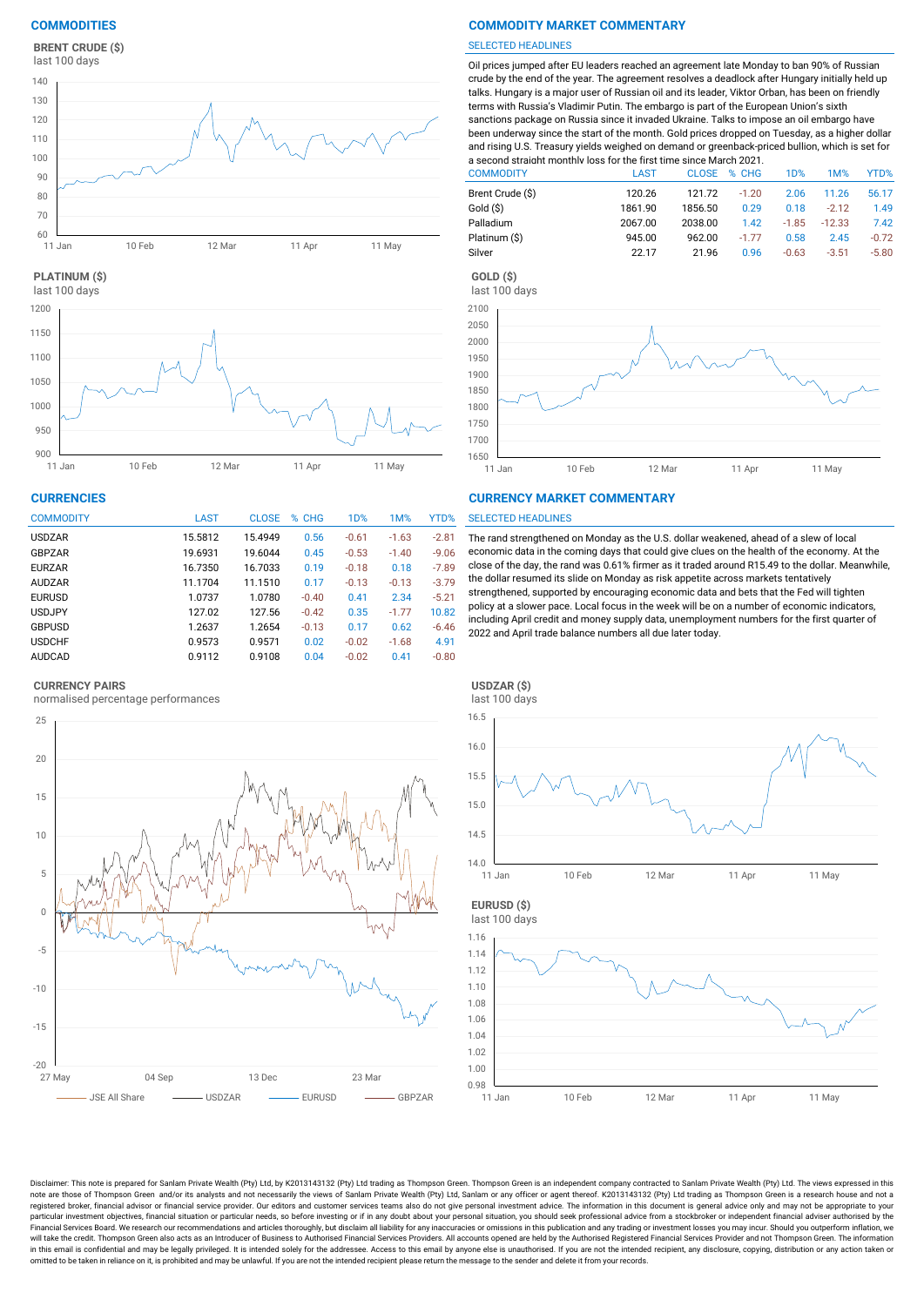## COMMODITIES

**BRENT CRUDE ($)**
last 100 days

140
130
120
110
100
90
80
70
60
11 Jan
10 Feb
12 Mar
11 Apr
11 May

**PLATINUM ($)**
last 100 days

1200
1150
1100
1050
1000
950
900
11 Jan
10 Feb
12 Mar
11 Apr
11 May

## COMMODITY MARKET COMMENTARY

SELECTED HEADLINES

Oil prices jumped after EU leaders reached an agreement late Monday to ban 90% of Russian crude by the end of the year. The agreement resolves a deadlock after Hungary initially held up talks. Hungary is a major user of Russian oil and its leader, Viktor Orban, has been on friendly terms with Russia's Vladimir Putin. The embargo is part of the European Union's sixth sanctions package on Russia since it invaded Ukraine. Talks to impose an oil embargo have been underway since the start of the month. Gold prices dropped on Tuesday, as a higher dollar and rising U.S. Treasury yields weighed on demand or greenback-priced bullion, which is set for a second straight monthly loss for the first time since March 2021.

| COMMODITY | LAST | CLOSE | % CHG | 1D% | 1M% | YTD% |
|---|---|---|---|---|---|---|
| Brent Crude ($) | 120.26 | 121.72 | -1.20 | 2.06 | 11.26 | 56.17 |
| Gold ($) | 1861.90 | 1856.50 | 0.29 | 0.18 | -2.12 | 1.49 |
| Palladium | 2067.00 | 2038.00 | 1.42 | -1.85 | -12.33 | 7.42 |
| Platinum ($) | 945.00 | 962.00 | -1.77 | 0.58 | 2.45 | -0.72 |
| Silver | 22.17 | 21.96 | 0.96 | -0.63 | -3.51 | -5.80 |

**GOLD ($)**
last 100 days

2100
2050
2000
1950
1900
1850
1800
1750
1700
1650
11 Jan
10 Feb
12 Mar
11 Apr
11 May

## CURRENCIES

| COMMODITY | LAST | CLOSE | % CHG | 1D% | 1M% | YTD% |
|---|---|---|---|---|---|---|
| USDZAR | 15.5812 | 15.4949 | 0.56 | -0.61 | -1.63 | -2.81 |
| GBPZAR | 19.6931 | 19.6044 | 0.45 | -0.53 | -1.40 | -9.06 |
| EURZAR | 16.7350 | 16.7033 | 0.19 | -0.18 | 0.18 | -7.89 |
| AUDZAR | 11.1704 | 11.1510 | 0.17 | -0.13 | -0.13 | -3.79 |
| EURUSD | 1.0737 | 1.0780 | -0.40 | 0.41 | 2.34 | -5.21 |
| USDJPY | 127.02 | 127.56 | -0.42 | 0.35 | -1.77 | 10.82 |
| GBPUSD | 1.2637 | 1.2654 | -0.13 | 0.17 | 0.62 | -6.46 |
| USDCHF | 0.9573 | 0.9571 | 0.02 | -0.02 | -1.68 | 4.91 |
| AUDCAD | 0.9112 | 0.9108 | 0.04 | -0.02 | 0.41 | -0.80 |

## CURRENCY MARKET COMMENTARY

SELECTED HEADLINES

The rand strengthened on Monday as the U.S. dollar weakened, ahead of a slew of local economic data in the coming days that could give clues on the health of the economy. At the close of the day, the rand was 0.61% firmer as it traded around R15.49 to the dollar. Meanwhile, the dollar resumed its slide on Monday as risk appetite across markets tentatively strengthened, supported by encouraging economic data and bets that the Fed will tighten policy at a slower pace. Local focus in the week will be on a number of economic indicators, including April credit and money supply data, unemployment numbers for the first quarter of 2022 and April trade balance numbers all due later today.

**CURRENCY PAIRS**
normalised percentage performances

25
20
15
10
5
0
-5
-10
-15
-20
27 May
04 Sep
13 Dec
23 Mar
JSE All Share
USDZAR
EURUSD
GBPZAR

**USDZAR ($)**
last 100 days

16.5
16.0
15.5
15.0
14.5
14.0
11 Jan
10 Feb
12 Mar
11 Apr
11 May

**EURUSD ($)**
last 100 days

1.16
1.14
1.12
1.10
1.08
1.06
1.04
1.02
1.00
0.98
11 Jan
10 Feb
12 Mar
11 Apr
11 May

Disclaimer: This note is prepared for Sanlam Private Wealth (Pty) Ltd, by K2013143132 (Pty) Ltd trading as Thompson Green. Thompson Green is an independent company contracted to Sanlam Private Wealth (Pty) Ltd. The views expressed in this note are those of Thompson Green and its analysts and not necessarily the views of Sanlam Private Wealth (Pty) Ltd, Sanlam or any officer or agent thereof. K2013143132 (Pty) Ltd trading as Thompson Green is a research house and not a registered broker, financial advisor or financial service provider. Our editors and customer services teams also do not give personal investment advice. The information in this document is general advice only and may not be appropriate to your particular investment objectives, financial situation or particular needs, so before investing or if in any doubt about your personal situation, you should seek professional advice from a stockbroker or independent financial adviser authorised by the Financial Services Board. We research our recommendations and articles thoroughly, but disclaim all liability for any inaccuracies or omissions in this publication and any trading or investment losses you may incur. Should you outperform inflation, we will take the credit. Thompson Green also acts as an Introducer of Business to Authorised Financial Services Providers. All accounts opened are held by the Authorised Registered Financial Services Provider and not Thompson Green. The information in this email is confidential and may be legally privileged. It is intended solely for the addressee. Access to this email by anyone else is unauthorised. If you are not the intended recipient, any disclosure, copying, distribution or any action taken or omitted to be taken in reliance on it, is prohibited and may be unlawful. If you are not the intended recipient please return the message to the sender and delete it from your records.